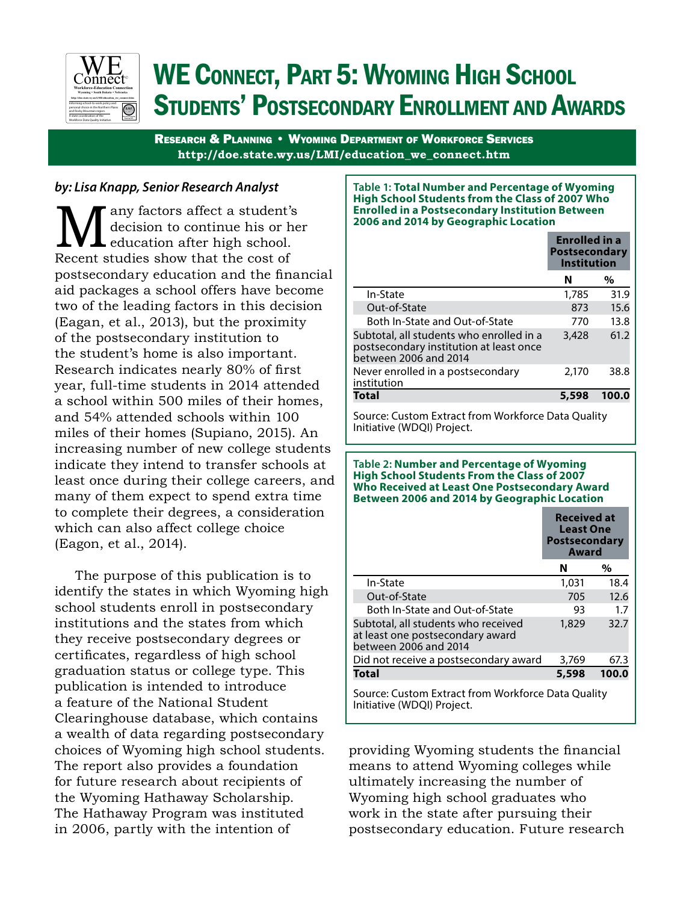# WE Connect, Part 5: Wyoming High School Students' Postsecondary Enrollment and Awards

**Research & Planning • Wyoming Department of Workforce Services**
**http://doe.state.wy.us/LMI/education_we_connect.htm**

*by: Lisa Knapp, Senior Research Analyst*

Many factors affect a student's decision to continue his or her education after high school. Recent studies show that the cost of postsecondary education and the financial aid packages a school offers have become two of the leading factors in this decision (Eagan, et al., 2013), but the proximity of the postsecondary institution to the student's home is also important. Research indicates nearly 80% of first year, full-time students in 2014 attended a school within 500 miles of their homes, and 54% attended schools within 100 miles of their homes (Supiano, 2015). An increasing number of new college students indicate they intend to transfer schools at least once during their college careers, and many of them expect to spend extra time to complete their degrees, a consideration which can also affect college choice (Eagon, et al., 2014).

The purpose of this publication is to identify the states in which Wyoming high school students enroll in postsecondary institutions and the states from which they receive postsecondary degrees or certificates, regardless of high school graduation status or college type. This publication is intended to introduce a feature of the National Student Clearinghouse database, which contains a wealth of data regarding postsecondary choices of Wyoming high school students. The report also provides a foundation for future research about recipients of the Wyoming Hathaway Scholarship. The Hathaway Program was instituted in 2006, partly with the intention of providing Wyoming students the financial means to attend Wyoming colleges while ultimately increasing the number of Wyoming high school graduates who work in the state after pursuing their postsecondary education. Future research

**Table 1: Total Number and Percentage of Wyoming High School Students from the Class of 2007 Who Enrolled in a Postsecondary Institution Between 2006 and 2014 by Geographic Location**

| | Enrolled in a Postsecondary Institution | |
|---|---|---|
| | N | % |
| In-State | 1,785 | 31.9 |
| Out-of-State | 873 | 15.6 |
| Both In-State and Out-of-State | 770 | 13.8 |
| Subtotal, all students who enrolled in a postsecondary institution at least once between 2006 and 2014 | 3,428 | 61.2 |
| Never enrolled in a postsecondary institution | 2,170 | 38.8 |
| **Total** | **5,598** | **100.0** |

Source: Custom Extract from Workforce Data Quality Initiative (WDQI) Project.

**Table 2: Number and Percentage of Wyoming High School Students From the Class of 2007 Who Received at Least One Postsecondary Award Between 2006 and 2014 by Geographic Location**

| | Received at Least One Postsecondary Award | |
|---|---|---|
| | N | % |
| In-State | 1,031 | 18.4 |
| Out-of-State | 705 | 12.6 |
| Both In-State and Out-of-State | 93 | 1.7 |
| Subtotal, all students who received at least one postsecondary award between 2006 and 2014 | 1,829 | 32.7 |
| Did not receive a postsecondary award | 3,769 | 67.3 |
| **Total** | **5,598** | **100.0** |

Source: Custom Extract from Workforce Data Quality Initiative (WDQI) Project.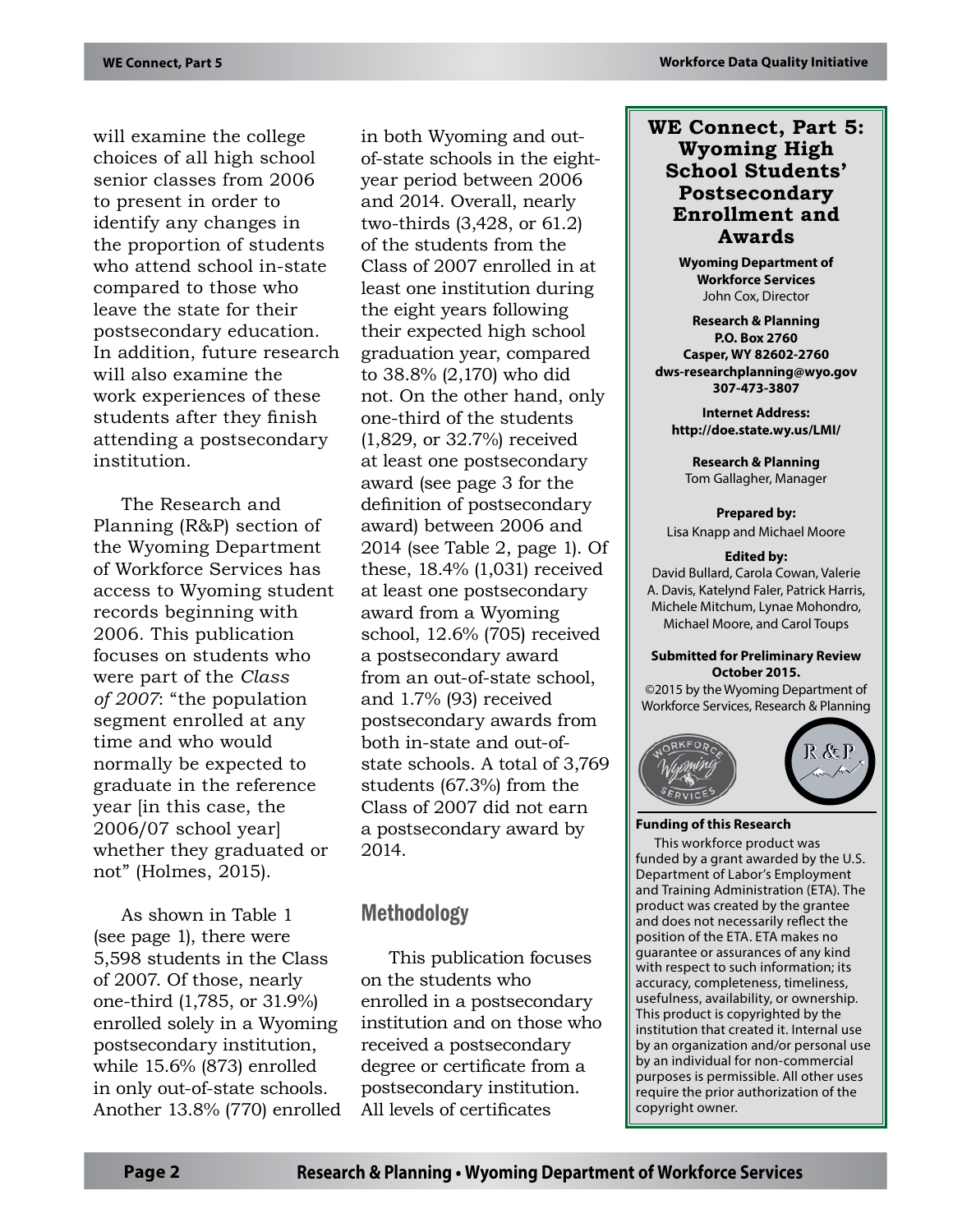will examine the college choices of all high school senior classes from 2006 to present in order to identify any changes in the proportion of students who attend school in-state compared to those who leave the state for their postsecondary education. In addition, future research will also examine the work experiences of these students after they finish attending a postsecondary institution.

The Research and Planning (R&P) section of the Wyoming Department of Workforce Services has access to Wyoming student records beginning with 2006. This publication focuses on students who were part of the *Class of 2007*: "the population segment enrolled at any time and who would normally be expected to graduate in the reference year [in this case, the 2006/07 school year] whether they graduated or not" (Holmes, 2015).

As shown in Table 1 (see page 1), there were 5,598 students in the Class of 2007. Of those, nearly one-third (1,785, or 31.9%) enrolled solely in a Wyoming postsecondary institution, while 15.6% (873) enrolled in only out-of-state schools. Another 13.8% (770) enrolled in both Wyoming and out-of-state schools in the eight-year period between 2006 and 2014. Overall, nearly two-thirds (3,428, or 61.2) of the students from the Class of 2007 enrolled in at least one institution during the eight years following their expected high school graduation year, compared to 38.8% (2,170) who did not. On the other hand, only one-third of the students (1,829, or 32.7%) received at least one postsecondary award (see page 3 for the definition of postsecondary award) between 2006 and 2014 (see Table 2, page 1). Of these, 18.4% (1,031) received at least one postsecondary award from a Wyoming school, 12.6% (705) received a postsecondary award from an out-of-state school, and 1.7% (93) received postsecondary awards from both in-state and out-of-state schools. A total of 3,769 students (67.3%) from the Class of 2007 did not earn a postsecondary award by 2014.

## Methodology

This publication focuses on the students who enrolled in a postsecondary institution and on those who received a postsecondary degree or certificate from a postsecondary institution. All levels of certificates

---

**WE Connect, Part 5: Wyoming High School Students' Postsecondary Enrollment and Awards**

**Wyoming Department of Workforce Services**
John Cox, Director

**Research & Planning**
**P.O. Box 2760**
**Casper, WY 82602-2760**
**dws-researchplanning@wyo.gov**
**307-473-3807**

**Internet Address:**
**http://doe.state.wy.us/LMI/**

**Research & Planning**
Tom Gallagher, Manager

**Prepared by:**
Lisa Knapp and Michael Moore

**Edited by:**
David Bullard, Carola Cowan, Valerie A. Davis, Katelynd Faler, Patrick Harris, Michele Mitchum, Lynae Mohondro, Michael Moore, and Carol Toups

**Submitted for Preliminary Review October 2015.**
©2015 by the Wyoming Department of Workforce Services, Research & Planning

**Funding of this Research**

This workforce product was funded by a grant awarded by the U.S. Department of Labor's Employment and Training Administration (ETA). The product was created by the grantee and does not necessarily reflect the position of the ETA. ETA makes no guarantee or assurances of any kind with respect to such information; its accuracy, completeness, timeliness, usefulness, availability, or ownership. This product is copyrighted by the institution that created it. Internal use by an organization and/or personal use by an individual for non-commercial purposes is permissible. All other uses require the prior authorization of the copyright owner.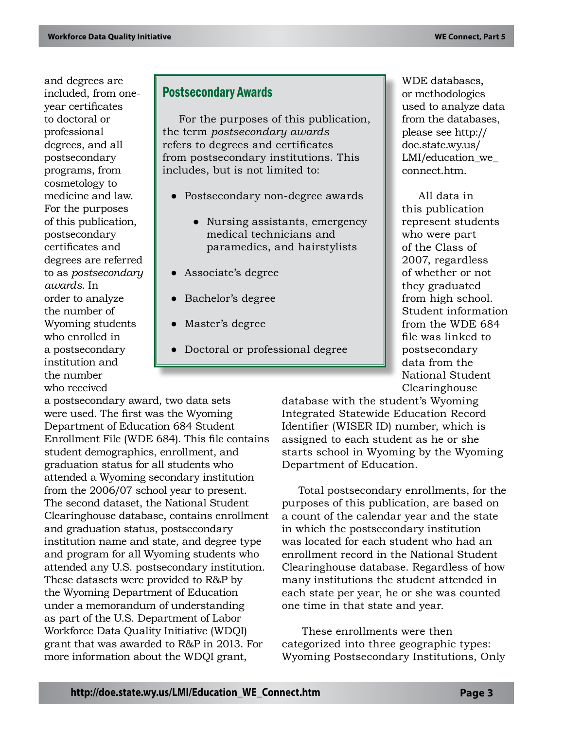and degrees are included, from one-year certificates to doctoral or professional degrees, and all postsecondary programs, from cosmetology to medicine and law. For the purposes of this publication, postsecondary certificates and degrees are referred to as *postsecondary awards*. In order to analyze the number of Wyoming students who enrolled in a postsecondary institution and the number who received a postsecondary award, two data sets were used. The first was the Wyoming Department of Education 684 Student Enrollment File (WDE 684). This file contains student demographics, enrollment, and graduation status for all students who attended a Wyoming secondary institution from the 2006/07 school year to present. The second dataset, the National Student Clearinghouse database, contains enrollment and graduation status, postsecondary institution name and state, and degree type and program for all Wyoming students who attended any U.S. postsecondary institution. These datasets were provided to R&P by the Wyoming Department of Education under a memorandum of understanding as part of the U.S. Department of Labor Workforce Data Quality Initiative (WDQI) grant that was awarded to R&P in 2013. For more information about the WDQI grant, WDE databases, or methodologies used to analyze data from the databases, please see http://doe.state.wy.us/LMI/education_we_connect.htm.

### Postsecondary Awards

For the purposes of this publication, the term *postsecondary awards* refers to degrees and certificates from postsecondary institutions. This includes, but is not limited to:

- Postsecondary non-degree awards
  - Nursing assistants, emergency medical technicians and paramedics, and hairstylists
- Associate's degree
- Bachelor's degree
- Master's degree
- Doctoral or professional degree

All data in this publication represent students who were part of the Class of 2007, regardless of whether or not they graduated from high school. Student information from the WDE 684 file was linked to postsecondary data from the National Student Clearinghouse database with the student's Wyoming Integrated Statewide Education Record Identifier (WISER ID) number, which is assigned to each student as he or she starts school in Wyoming by the Wyoming Department of Education.

Total postsecondary enrollments, for the purposes of this publication, are based on a count of the calendar year and the state in which the postsecondary institution was located for each student who had an enrollment record in the National Student Clearinghouse database. Regardless of how many institutions the student attended in each state per year, he or she was counted one time in that state and year.

These enrollments were then categorized into three geographic types: Wyoming Postsecondary Institutions, Only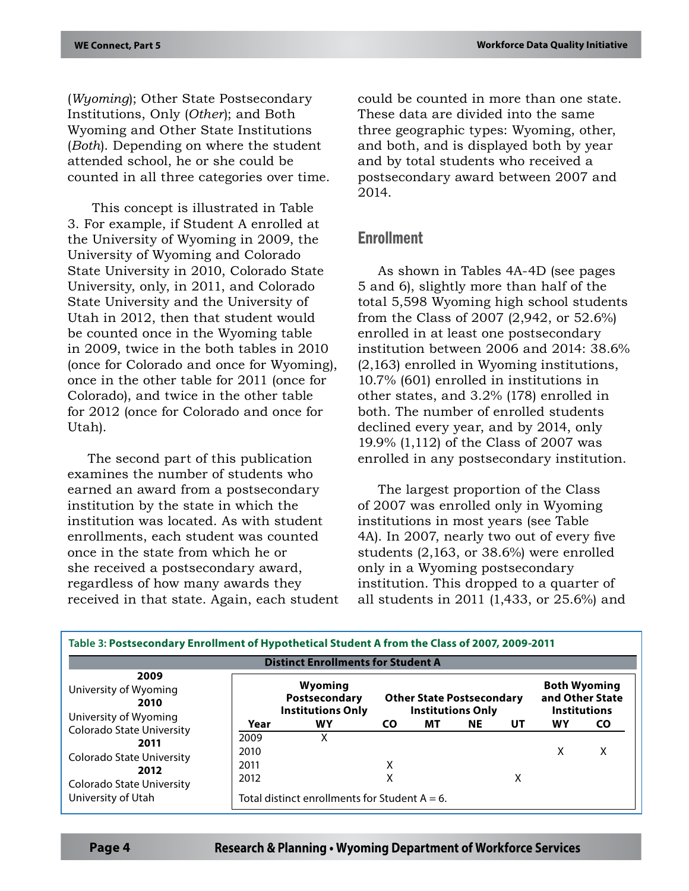(*Wyoming*); Other State Postsecondary Institutions, Only (*Other*); and Both Wyoming and Other State Institutions (*Both*). Depending on where the student attended school, he or she could be counted in all three categories over time.

This concept is illustrated in Table 3. For example, if Student A enrolled at the University of Wyoming in 2009, the University of Wyoming and Colorado State University in 2010, Colorado State University, only, in 2011, and Colorado State University and the University of Utah in 2012, then that student would be counted once in the Wyoming table in 2009, twice in the both tables in 2010 (once for Colorado and once for Wyoming), once in the other table for 2011 (once for Colorado), and twice in the other table for 2012 (once for Colorado and once for Utah).

The second part of this publication examines the number of students who earned an award from a postsecondary institution by the state in which the institution was located. As with student enrollments, each student was counted once in the state from which he or she received a postsecondary award, regardless of how many awards they received in that state. Again, each student could be counted in more than one state. These data are divided into the same three geographic types: Wyoming, other, and both, and is displayed both by year and by total students who received a postsecondary award between 2007 and 2014.

## Enrollment

As shown in Tables 4A-4D (see pages 5 and 6), slightly more than half of the total 5,598 Wyoming high school students from the Class of 2007 (2,942, or 52.6%) enrolled in at least one postsecondary institution between 2006 and 2014: 38.6% (2,163) enrolled in Wyoming institutions, 10.7% (601) enrolled in institutions in other states, and 3.2% (178) enrolled in both. The number of enrolled students declined every year, and by 2014, only 19.9% (1,112) of the Class of 2007 was enrolled in any postsecondary institution.

The largest proportion of the Class of 2007 was enrolled only in Wyoming institutions in most years (see Table 4A). In 2007, nearly two out of every five students (2,163, or 38.6%) were enrolled only in a Wyoming postsecondary institution. This dropped to a quarter of all students in 2011 (1,433, or 25.6%) and

**Table 3: Postsecondary Enrollment of Hypothetical Student A from the Class of 2007, 2009-2011**

**Distinct Enrollments for Student A**

**2009**
University of Wyoming
**2010**
University of Wyoming
Colorado State University
**2011**
Colorado State University
**2012**
Colorado State University
University of Utah

| | Wyoming Postsecondary Institutions Only | Other State Postsecondary Institutions Only | | | | Both Wyoming and Other State Institutions | |
|---|---|---|---|---|---|---|---|
| **Year** | **WY** | **CO** | **MT** | **NE** | **UT** | **WY** | **CO** |
| 2009 | X | | | | | | |
| 2010 | | | | | | X | X |
| 2011 | | X | | | | | |
| 2012 | | X | | | X | | |

Total distinct enrollments for Student A = 6.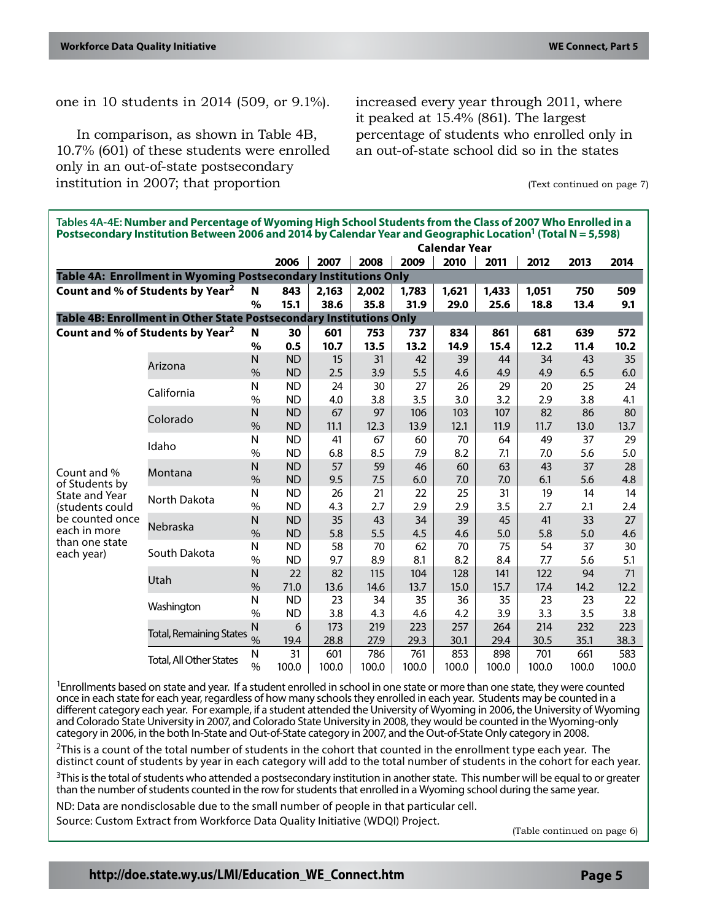one in 10 students in 2014 (509, or 9.1%).

In comparison, as shown in Table 4B, 10.7% (601) of these students were enrolled only in an out-of-state postsecondary institution in 2007; that proportion increased every year through 2011, where it peaked at 15.4% (861). The largest percentage of students who enrolled only in an out-of-state school did so in the states

(Text continued on page 7)

**Tables 4A-4E: Number and Percentage of Wyoming High School Students from the Class of 2007 Who Enrolled in a Postsecondary Institution Between 2006 and 2014 by Calendar Year and Geographic Location[1] (Total N = 5,598)**

| | | | Calendar Year | | | | | | | | |
|---|---|---|---|---|---|---|---|---|---|---|---|
| | | | 2006 | 2007 | 2008 | 2009 | 2010 | 2011 | 2012 | 2013 | 2014 |
| **Table 4A: Enrollment in Wyoming Postsecondary Institutions Only** | | | | | | | | | | | |
| **Count and % of Students by Year[2]** | | **N** | **843** | **2,163** | **2,002** | **1,783** | **1,621** | **1,433** | **1,051** | **750** | **509** |
| | | **%** | **15.1** | **38.6** | **35.8** | **31.9** | **29.0** | **25.6** | **18.8** | **13.4** | **9.1** |
| **Table 4B: Enrollment in Other State Postsecondary Institutions Only** | | | | | | | | | | | |
| **Count and % of Students by Year[2]** | | **N** | **30** | **601** | **753** | **737** | **834** | **861** | **681** | **639** | **572** |
| | | **%** | **0.5** | **10.7** | **13.5** | **13.2** | **14.9** | **15.4** | **12.2** | **11.4** | **10.2** |
| Count and % of Students by State and Year (students could be counted once each in more than one state each year) | Arizona | N | ND | 15 | 31 | 42 | 39 | 44 | 34 | 43 | 35 |
| | | % | ND | 2.5 | 3.9 | 5.5 | 4.6 | 4.9 | 4.9 | 6.5 | 6.0 |
| | California | N | ND | 24 | 30 | 27 | 26 | 29 | 20 | 25 | 24 |
| | | % | ND | 4.0 | 3.8 | 3.5 | 3.0 | 3.2 | 2.9 | 3.8 | 4.1 |
| | Colorado | N | ND | 67 | 97 | 106 | 103 | 107 | 82 | 86 | 80 |
| | | % | ND | 11.1 | 12.3 | 13.9 | 12.1 | 11.9 | 11.7 | 13.0 | 13.7 |
| | Idaho | N | ND | 41 | 67 | 60 | 70 | 64 | 49 | 37 | 29 |
| | | % | ND | 6.8 | 8.5 | 7.9 | 8.2 | 7.1 | 7.0 | 5.6 | 5.0 |
| | Montana | N | ND | 57 | 59 | 46 | 60 | 63 | 43 | 37 | 28 |
| | | % | ND | 9.5 | 7.5 | 6.0 | 7.0 | 7.0 | 6.1 | 5.6 | 4.8 |
| | North Dakota | N | ND | 26 | 21 | 22 | 25 | 31 | 19 | 14 | 14 |
| | | % | ND | 4.3 | 2.7 | 2.9 | 2.9 | 3.5 | 2.7 | 2.1 | 2.4 |
| | Nebraska | N | ND | 35 | 43 | 34 | 39 | 45 | 41 | 33 | 27 |
| | | % | ND | 5.8 | 5.5 | 4.5 | 4.6 | 5.0 | 5.8 | 5.0 | 4.6 |
| | South Dakota | N | ND | 58 | 70 | 62 | 70 | 75 | 54 | 37 | 30 |
| | | % | ND | 9.7 | 8.9 | 8.1 | 8.2 | 8.4 | 7.7 | 5.6 | 5.1 |
| | Utah | N | 22 | 82 | 115 | 104 | 128 | 141 | 122 | 94 | 71 |
| | | % | 71.0 | 13.6 | 14.6 | 13.7 | 15.0 | 15.7 | 17.4 | 14.2 | 12.2 |
| | Washington | N | ND | 23 | 34 | 35 | 36 | 35 | 23 | 23 | 22 |
| | | % | ND | 3.8 | 4.3 | 4.6 | 4.2 | 3.9 | 3.3 | 3.5 | 3.8 |
| | Total, Remaining States | N | 6 | 173 | 219 | 223 | 257 | 264 | 214 | 232 | 223 |
| | | % | 19.4 | 28.8 | 27.9 | 29.3 | 30.1 | 29.4 | 30.5 | 35.1 | 38.3 |
| | Total, All Other States | N | 31 | 601 | 786 | 761 | 853 | 898 | 701 | 661 | 583 |
| | | % | 100.0 | 100.0 | 100.0 | 100.0 | 100.0 | 100.0 | 100.0 | 100.0 | 100.0 |

[1]Enrollments based on state and year. If a student enrolled in school in one state or more than one state, they were counted once in each state for each year, regardless of how many schools they enrolled in each year. Students may be counted in a different category each year. For example, if a student attended the University of Wyoming in 2006, the University of Wyoming and Colorado State University in 2007, and Colorado State University in 2008, they would be counted in the Wyoming-only category in 2006, in the both In-State and Out-of-State category in 2007, and the Out-of-State Only category in 2008.

[2]This is a count of the total number of students in the cohort that counted in the enrollment type each year. The distinct count of students by year in each category will add to the total number of students in the cohort for each year.

[3]This is the total of students who attended a postsecondary institution in another state. This number will be equal to or greater than the number of students counted in the row for students that enrolled in a Wyoming school during the same year.

ND: Data are nondisclosable due to the small number of people in that particular cell.

Source: Custom Extract from Workforce Data Quality Initiative (WDQI) Project.

(Table continued on page 6)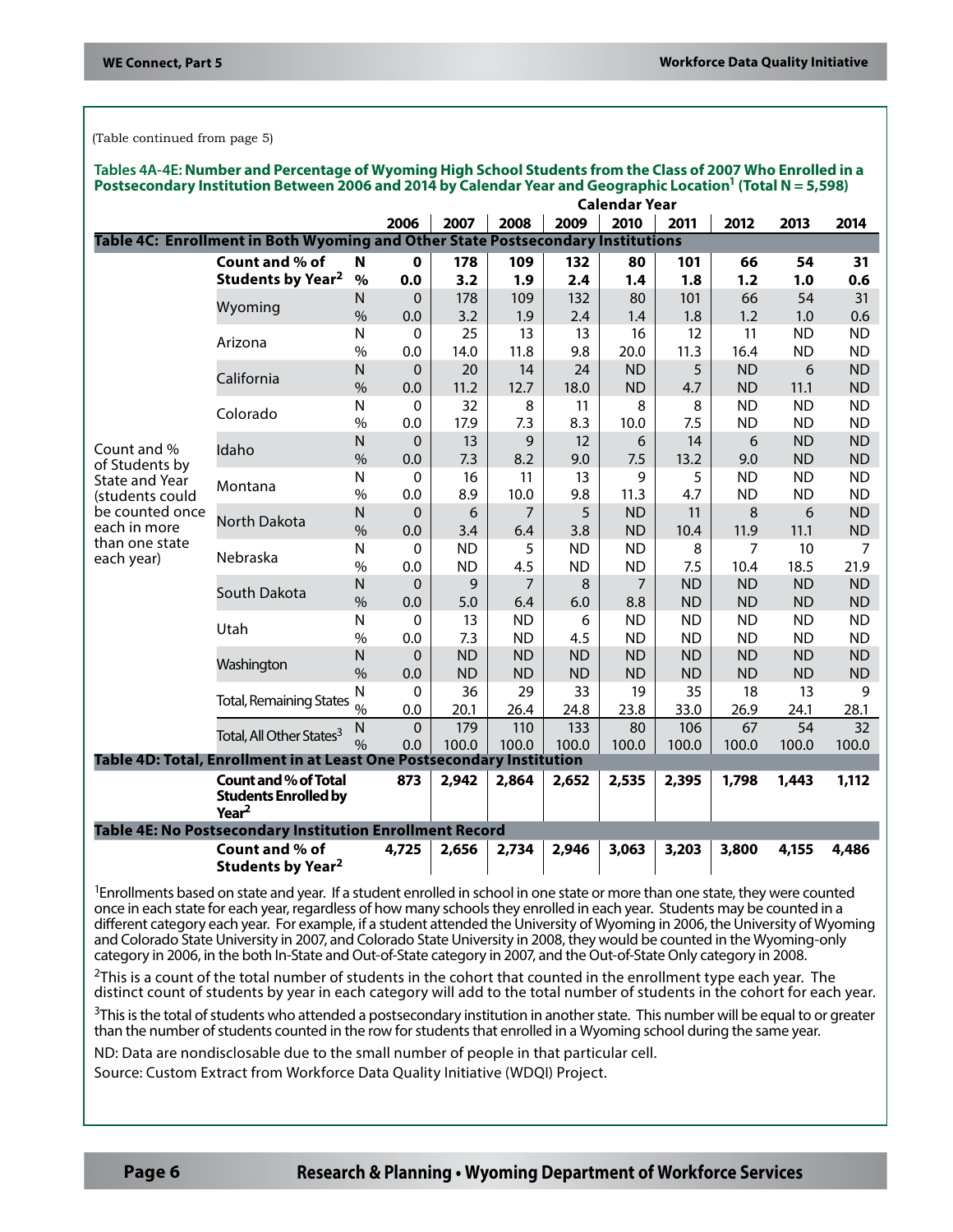(Table continued from page 5)

**Tables 4A-4E: Number and Percentage of Wyoming High School Students from the Class of 2007 Who Enrolled in a Postsecondary Institution Between 2006 and 2014 by Calendar Year and Geographic Location[1] (Total N = 5,598)**

| | | | Calendar Year | | | | | | | | |
|---|---|---|---|---|---|---|---|---|---|---|---|
| | | | **2006** | **2007** | **2008** | **2009** | **2010** | **2011** | **2012** | **2013** | **2014** |
| **Table 4C: Enrollment in Both Wyoming and Other State Postsecondary Institutions** | | | | | | | | | | | |
| | **Count and % of Students by Year[2]** | **N** | **0** | **178** | **109** | **132** | **80** | **101** | **66** | **54** | **31** |
| | | **%** | **0.0** | **3.2** | **1.9** | **2.4** | **1.4** | **1.8** | **1.2** | **1.0** | **0.6** |
| Count and % of Students by State and Year (students could be counted once each in more than one state each year) | Wyoming | N | 0 | 178 | 109 | 132 | 80 | 101 | 66 | 54 | 31 |
| | | % | 0.0 | 3.2 | 1.9 | 2.4 | 1.4 | 1.8 | 1.2 | 1.0 | 0.6 |
| | Arizona | N | 0 | 25 | 13 | 13 | 16 | 12 | 11 | ND | ND |
| | | % | 0.0 | 14.0 | 11.8 | 9.8 | 20.0 | 11.3 | 16.4 | ND | ND |
| | California | N | 0 | 20 | 14 | 24 | ND | 5 | ND | 6 | ND |
| | | % | 0.0 | 11.2 | 12.7 | 18.0 | ND | 4.7 | ND | 11.1 | ND |
| | Colorado | N | 0 | 32 | 8 | 11 | 8 | 8 | ND | ND | ND |
| | | % | 0.0 | 17.9 | 7.3 | 8.3 | 10.0 | 7.5 | ND | ND | ND |
| | Idaho | N | 0 | 13 | 9 | 12 | 6 | 14 | 6 | ND | ND |
| | | % | 0.0 | 7.3 | 8.2 | 9.0 | 7.5 | 13.2 | 9.0 | ND | ND |
| | Montana | N | 0 | 16 | 11 | 13 | 9 | 5 | ND | ND | ND |
| | | % | 0.0 | 8.9 | 10.0 | 9.8 | 11.3 | 4.7 | ND | ND | ND |
| | North Dakota | N | 0 | 6 | 7 | 5 | ND | 11 | 8 | 6 | ND |
| | | % | 0.0 | 3.4 | 6.4 | 3.8 | ND | 10.4 | 11.9 | 11.1 | ND |
| | Nebraska | N | 0 | ND | 5 | ND | ND | 8 | 7 | 10 | 7 |
| | | % | 0.0 | ND | 4.5 | ND | ND | 7.5 | 10.4 | 18.5 | 21.9 |
| | South Dakota | N | 0 | 9 | 7 | 8 | 7 | ND | ND | ND | ND |
| | | % | 0.0 | 5.0 | 6.4 | 6.0 | 8.8 | ND | ND | ND | ND |
| | Utah | N | 0 | 13 | ND | 6 | ND | ND | ND | ND | ND |
| | | % | 0.0 | 7.3 | ND | 4.5 | ND | ND | ND | ND | ND |
| | Washington | N | 0 | ND | ND | ND | ND | ND | ND | ND | ND |
| | | % | 0.0 | ND | ND | ND | ND | ND | ND | ND | ND |
| | Total, Remaining States | N | 0 | 36 | 29 | 33 | 19 | 35 | 18 | 13 | 9 |
| | | % | 0.0 | 20.1 | 26.4 | 24.8 | 23.8 | 33.0 | 26.9 | 24.1 | 28.1 |
| | Total, All Other States[3] | N | 0 | 179 | 110 | 133 | 80 | 106 | 67 | 54 | 32 |
| | | % | 0.0 | 100.0 | 100.0 | 100.0 | 100.0 | 100.0 | 100.0 | 100.0 | 100.0 |
| **Table 4D: Total, Enrollment in at Least One Postsecondary Institution** | | | | | | | | | | | |
| | **Count and % of Total Students Enrolled by Year[2]** | | **873** | **2,942** | **2,864** | **2,652** | **2,535** | **2,395** | **1,798** | **1,443** | **1,112** |
| **Table 4E: No Postsecondary Institution Enrollment Record** | | | | | | | | | | | |
| | **Count and % of Students by Year[2]** | | **4,725** | **2,656** | **2,734** | **2,946** | **3,063** | **3,203** | **3,800** | **4,155** | **4,486** |

[1]Enrollments based on state and year. If a student enrolled in school in one state or more than one state, they were counted once in each state for each year, regardless of how many schools they enrolled in each year. Students may be counted in a different category each year. For example, if a student attended the University of Wyoming in 2006, the University of Wyoming and Colorado State University in 2007, and Colorado State University in 2008, they would be counted in the Wyoming-only category in 2006, in the both In-State and Out-of-State category in 2007, and the Out-of-State Only category in 2008.

[2]This is a count of the total number of students in the cohort that counted in the enrollment type each year. The distinct count of students by year in each category will add to the total number of students in the cohort for each year.

[3]This is the total of students who attended a postsecondary institution in another state. This number will be equal to or greater than the number of students counted in the row for students that enrolled in a Wyoming school during the same year.

ND: Data are nondisclosable due to the small number of people in that particular cell.

Source: Custom Extract from Workforce Data Quality Initiative (WDQI) Project.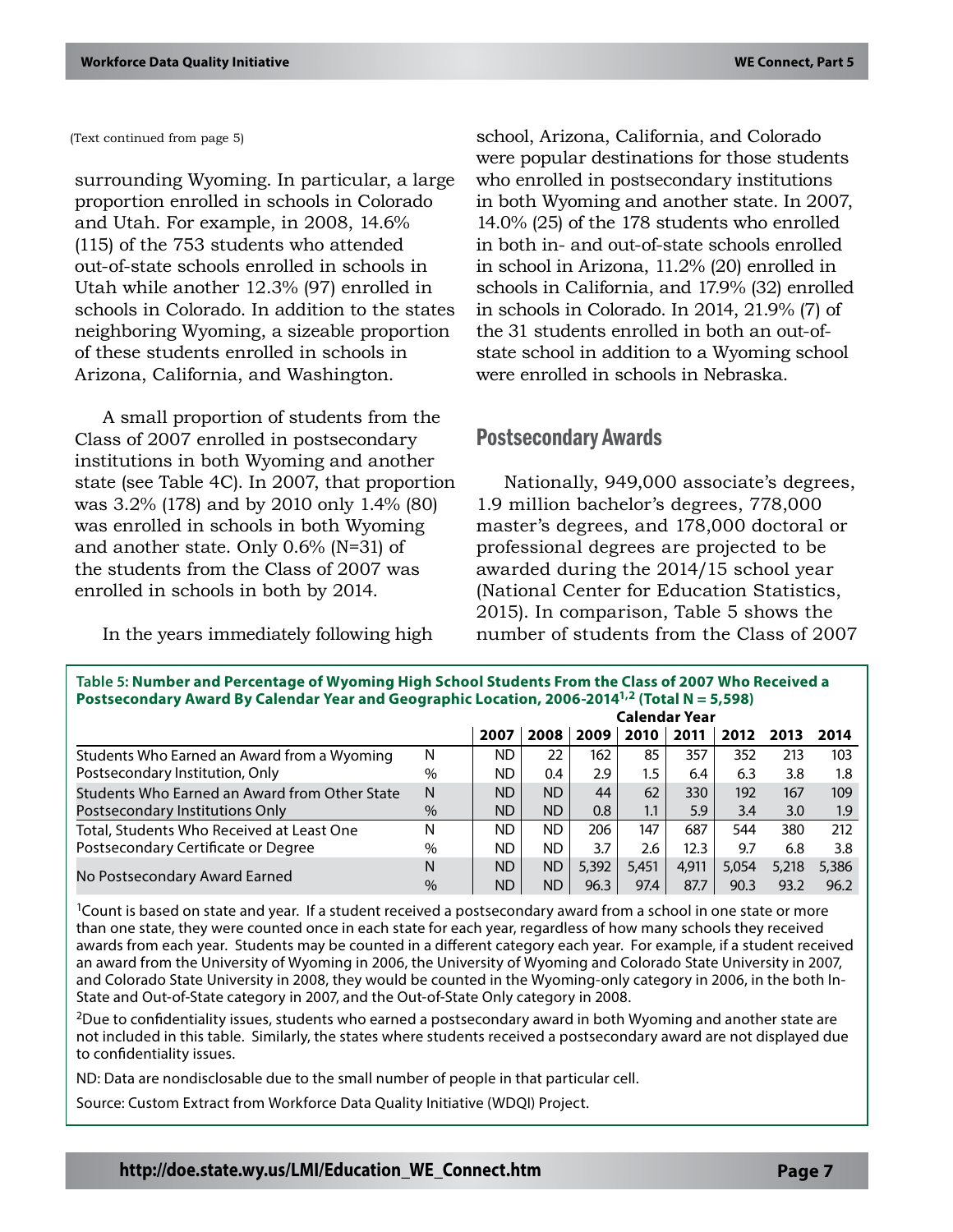(Text continued from page 5)

surrounding Wyoming. In particular, a large proportion enrolled in schools in Colorado and Utah. For example, in 2008, 14.6% (115) of the 753 students who attended out-of-state schools enrolled in schools in Utah while another 12.3% (97) enrolled in schools in Colorado. In addition to the states neighboring Wyoming, a sizeable proportion of these students enrolled in schools in Arizona, California, and Washington.

A small proportion of students from the Class of 2007 enrolled in postsecondary institutions in both Wyoming and another state (see Table 4C). In 2007, that proportion was 3.2% (178) and by 2010 only 1.4% (80) was enrolled in schools in both Wyoming and another state. Only 0.6% (N=31) of the students from the Class of 2007 was enrolled in schools in both by 2014.

In the years immediately following high school, Arizona, California, and Colorado were popular destinations for those students who enrolled in postsecondary institutions in both Wyoming and another state. In 2007, 14.0% (25) of the 178 students who enrolled in both in- and out-of-state schools enrolled in school in Arizona, 11.2% (20) enrolled in schools in California, and 17.9% (32) enrolled in schools in Colorado. In 2014, 21.9% (7) of the 31 students enrolled in both an out-of-state school in addition to a Wyoming school were enrolled in schools in Nebraska.

## Postsecondary Awards

Nationally, 949,000 associate's degrees, 1.9 million bachelor's degrees, 778,000 master's degrees, and 178,000 doctoral or professional degrees are projected to be awarded during the 2014/15 school year (National Center for Education Statistics, 2015). In comparison, Table 5 shows the number of students from the Class of 2007

**Table 5: Number and Percentage of Wyoming High School Students From the Class of 2007 Who Received a Postsecondary Award By Calendar Year and Geographic Location, 2006-2014[1,2] (Total N = 5,598)**

| | | Calendar Year | | | | | | | |
|---|---|---|---|---|---|---|---|---|---|
| | | 2007 | 2008 | 2009 | 2010 | 2011 | 2012 | 2013 | 2014 |
| Students Who Earned an Award from a Wyoming Postsecondary Institution, Only | N | ND | 22 | 162 | 85 | 357 | 352 | 213 | 103 |
| | % | ND | 0.4 | 2.9 | 1.5 | 6.4 | 6.3 | 3.8 | 1.8 |
| Students Who Earned an Award from Other State Postsecondary Institutions Only | N | ND | ND | 44 | 62 | 330 | 192 | 167 | 109 |
| | % | ND | ND | 0.8 | 1.1 | 5.9 | 3.4 | 3.0 | 1.9 |
| Total, Students Who Received at Least One Postsecondary Certificate or Degree | N | ND | ND | 206 | 147 | 687 | 544 | 380 | 212 |
| | % | ND | ND | 3.7 | 2.6 | 12.3 | 9.7 | 6.8 | 3.8 |
| No Postsecondary Award Earned | N | ND | ND | 5,392 | 5,451 | 4,911 | 5,054 | 5,218 | 5,386 |
| | % | ND | ND | 96.3 | 97.4 | 87.7 | 90.3 | 93.2 | 96.2 |

[1]Count is based on state and year. If a student received a postsecondary award from a school in one state or more than one state, they were counted once in each state for each year, regardless of how many schools they received awards from each year. Students may be counted in a different category each year. For example, if a student received an award from the University of Wyoming in 2006, the University of Wyoming and Colorado State University in 2007, and Colorado State University in 2008, they would be counted in the Wyoming-only category in 2006, in the both In-State and Out-of-State category in 2007, and the Out-of-State Only category in 2008.

[2]Due to confidentiality issues, students who earned a postsecondary award in both Wyoming and another state are not included in this table. Similarly, the states where students received a postsecondary award are not displayed due to confidentiality issues.

ND: Data are nondisclosable due to the small number of people in that particular cell.

Source: Custom Extract from Workforce Data Quality Initiative (WDQI) Project.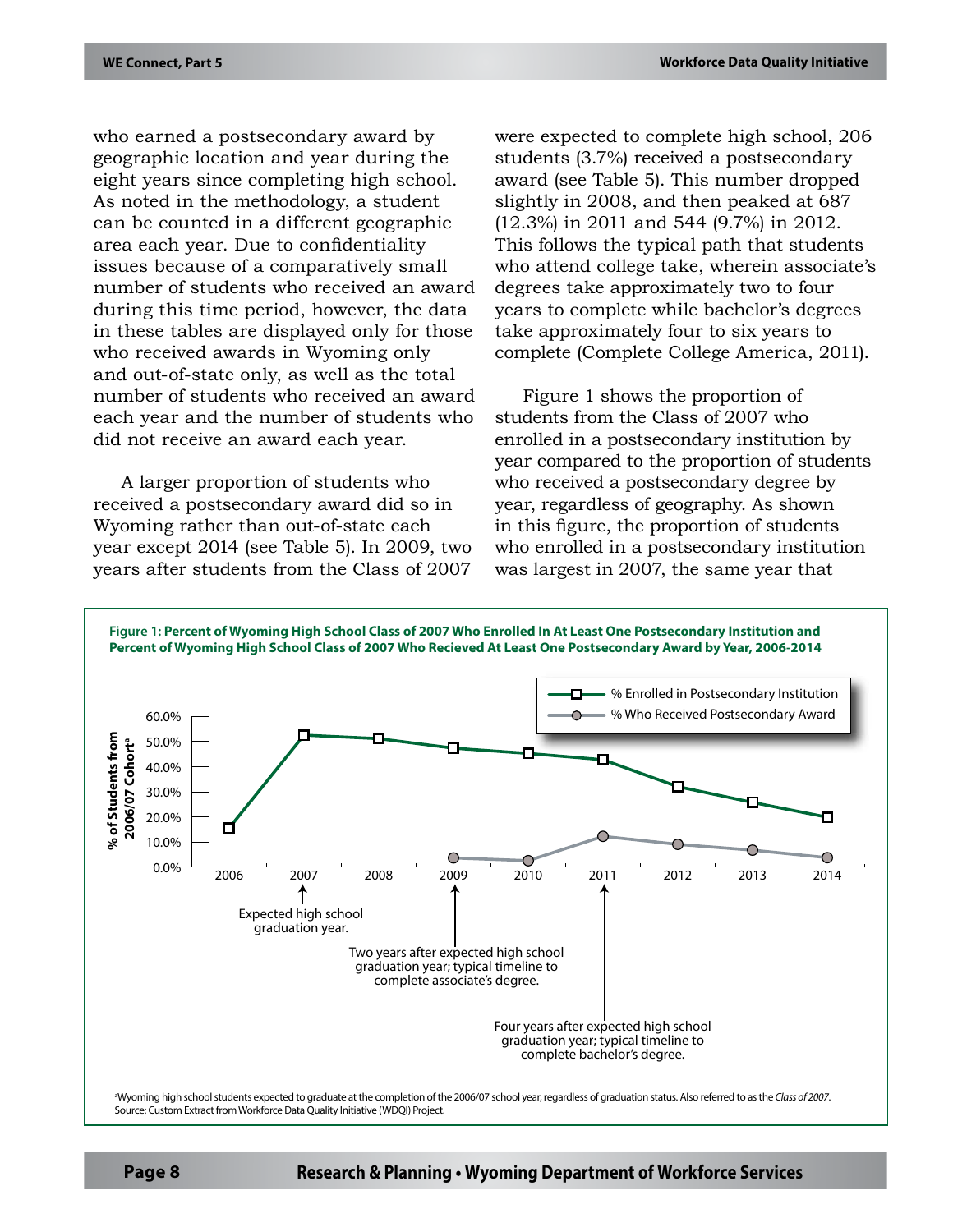who earned a postsecondary award by geographic location and year during the eight years since completing high school. As noted in the methodology, a student can be counted in a different geographic area each year. Due to confidentiality issues because of a comparatively small number of students who received an award during this time period, however, the data in these tables are displayed only for those who received awards in Wyoming only and out-of-state only, as well as the total number of students who received an award each year and the number of students who did not receive an award each year.

A larger proportion of students who received a postsecondary award did so in Wyoming rather than out-of-state each year except 2014 (see Table 5). In 2009, two years after students from the Class of 2007 were expected to complete high school, 206 students (3.7%) received a postsecondary award (see Table 5). This number dropped slightly in 2008, and then peaked at 687 (12.3%) in 2011 and 544 (9.7%) in 2012. This follows the typical path that students who attend college take, wherein associate's degrees take approximately two to four years to complete while bachelor's degrees take approximately four to six years to complete (Complete College America, 2011).

Figure 1 shows the proportion of students from the Class of 2007 who enrolled in a postsecondary institution by year compared to the proportion of students who received a postsecondary degree by year, regardless of geography. As shown in this figure, the proportion of students who enrolled in a postsecondary institution was largest in 2007, the same year that

**Figure 1: Percent of Wyoming High School Class of 2007 Who Enrolled In At Least One Postsecondary Institution and Percent of Wyoming High School Class of 2007 Who Recieved At Least One Postsecondary Award by Year, 2006-2014**

[a]Wyoming high school students expected to graduate at the completion of the 2006/07 school year, regardless of graduation status. Also referred to as the *Class of 2007*.
Source: Custom Extract from Workforce Data Quality Initiative (WDQI) Project.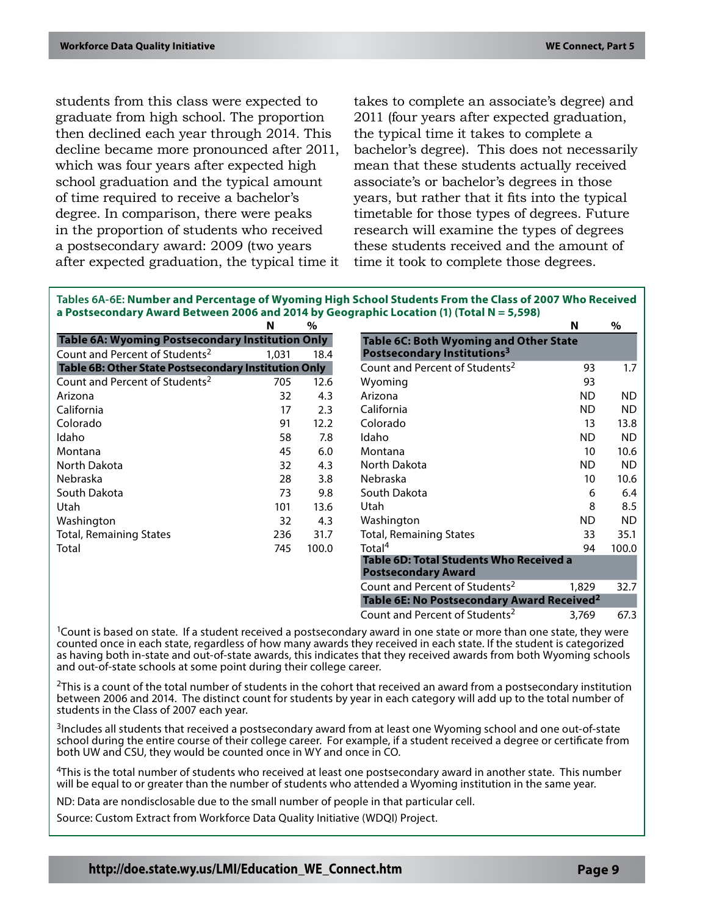students from this class were expected to graduate from high school. The proportion then declined each year through 2014. This decline became more pronounced after 2011, which was four years after expected high school graduation and the typical amount of time required to receive a bachelor's degree. In comparison, there were peaks in the proportion of students who received a postsecondary award: 2009 (two years after expected graduation, the typical time it takes to complete an associate's degree) and 2011 (four years after expected graduation, the typical time it takes to complete a bachelor's degree). This does not necessarily mean that these students actually received associate's or bachelor's degrees in those years, but rather that it fits into the typical timetable for those types of degrees. Future research will examine the types of degrees these students received and the amount of time it took to complete those degrees.

**Tables 6A-6E: Number and Percentage of Wyoming High School Students From the Class of 2007 Who Received a Postsecondary Award Between 2006 and 2014 by Geographic Location (1) (Total N = 5,598)**

| | N | % |
|---|---|---|
| **Table 6A: Wyoming Postsecondary Institution Only** | | |
| Count and Percent of Students[2] | 1,031 | 18.4 |
| **Table 6B: Other State Postsecondary Institution Only** | | |
| Count and Percent of Students[2] | 705 | 12.6 |
| Arizona | 32 | 4.3 |
| California | 17 | 2.3 |
| Colorado | 91 | 12.2 |
| Idaho | 58 | 7.8 |
| Montana | 45 | 6.0 |
| North Dakota | 32 | 4.3 |
| Nebraska | 28 | 3.8 |
| South Dakota | 73 | 9.8 |
| Utah | 101 | 13.6 |
| Washington | 32 | 4.3 |
| Total, Remaining States | 236 | 31.7 |
| Total | 745 | 100.0 |

| | N | % |
|---|---|---|
| **Table 6C: Both Wyoming and Other State Postsecondary Institutions[3]** | | |
| Count and Percent of Students[2] | 93 | 1.7 |
| Wyoming | 93 | |
| Arizona | ND | ND |
| California | ND | ND |
| Colorado | 13 | 13.8 |
| Idaho | ND | ND |
| Montana | 10 | 10.6 |
| North Dakota | ND | ND |
| Nebraska | 10 | 10.6 |
| South Dakota | 6 | 6.4 |
| Utah | 8 | 8.5 |
| Washington | ND | ND |
| Total, Remaining States | 33 | 35.1 |
| Total[4] | 94 | 100.0 |
| **Table 6D: Total Students Who Received a Postsecondary Award** | | |
| Count and Percent of Students[2] | 1,829 | 32.7 |
| **Table 6E: No Postsecondary Award Received[2]** | | |
| Count and Percent of Students[2] | 3,769 | 67.3 |

[1]Count is based on state. If a student received a postsecondary award in one state or more than one state, they were counted once in each state, regardless of how many awards they received in each state. If the student is categorized as having both in-state and out-of-state awards, this indicates that they received awards from both Wyoming schools and out-of-state schools at some point during their college career.

[2]This is a count of the total number of students in the cohort that received an award from a postsecondary institution between 2006 and 2014. The distinct count for students by year in each category will add up to the total number of students in the Class of 2007 each year.

[3]Includes all students that received a postsecondary award from at least one Wyoming school and one out-of-state school during the entire course of their college career. For example, if a student received a degree or certificate from both UW and CSU, they would be counted once in WY and once in CO.

[4]This is the total number of students who received at least one postsecondary award in another state. This number will be equal to or greater than the number of students who attended a Wyoming institution in the same year.

ND: Data are nondisclosable due to the small number of people in that particular cell.

Source: Custom Extract from Workforce Data Quality Initiative (WDQI) Project.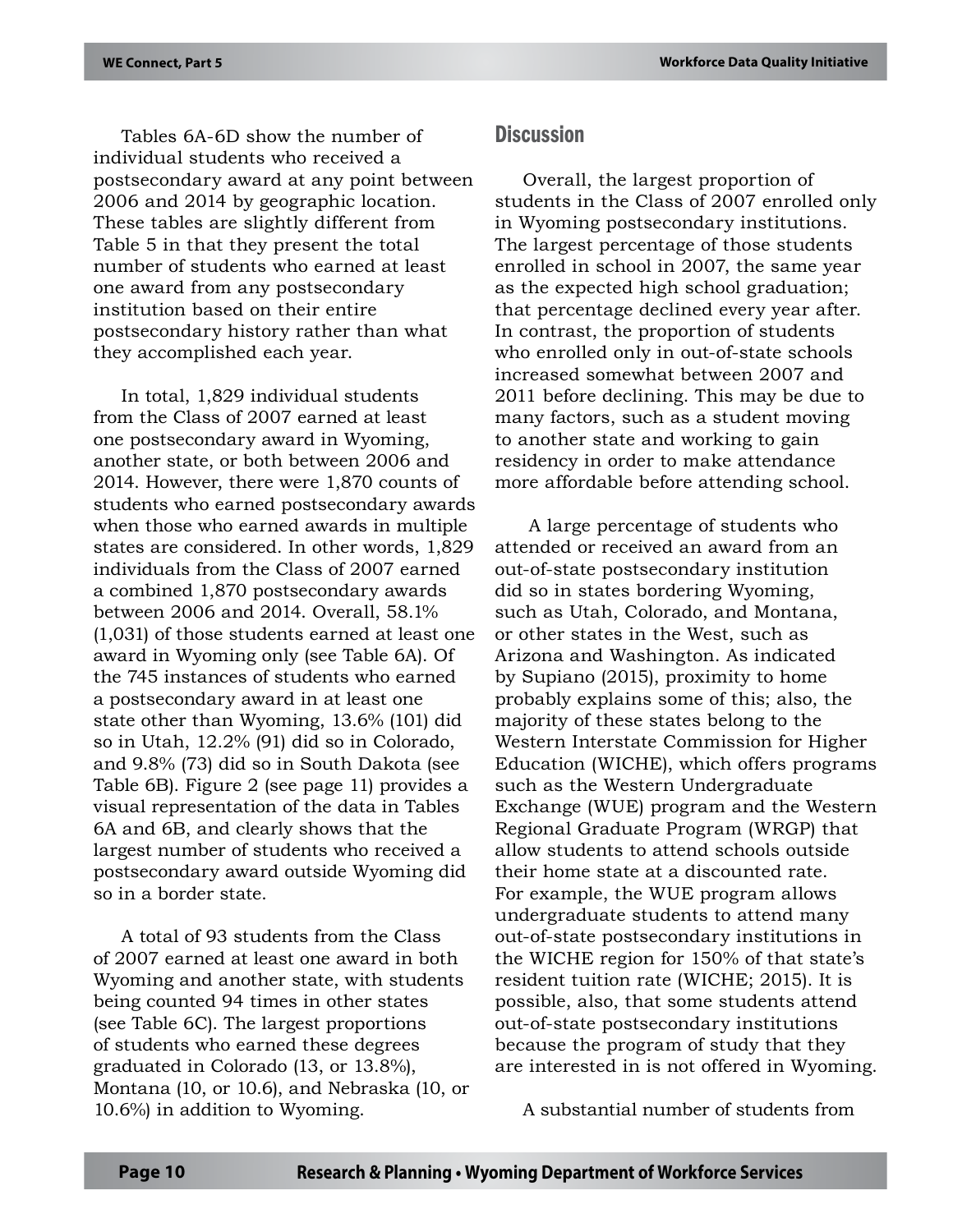Tables 6A-6D show the number of individual students who received a postsecondary award at any point between 2006 and 2014 by geographic location. These tables are slightly different from Table 5 in that they present the total number of students who earned at least one award from any postsecondary institution based on their entire postsecondary history rather than what they accomplished each year.

In total, 1,829 individual students from the Class of 2007 earned at least one postsecondary award in Wyoming, another state, or both between 2006 and 2014. However, there were 1,870 counts of students who earned postsecondary awards when those who earned awards in multiple states are considered. In other words, 1,829 individuals from the Class of 2007 earned a combined 1,870 postsecondary awards between 2006 and 2014. Overall, 58.1% (1,031) of those students earned at least one award in Wyoming only (see Table 6A). Of the 745 instances of students who earned a postsecondary award in at least one state other than Wyoming, 13.6% (101) did so in Utah, 12.2% (91) did so in Colorado, and 9.8% (73) did so in South Dakota (see Table 6B). Figure 2 (see page 11) provides a visual representation of the data in Tables 6A and 6B, and clearly shows that the largest number of students who received a postsecondary award outside Wyoming did so in a border state.

A total of 93 students from the Class of 2007 earned at least one award in both Wyoming and another state, with students being counted 94 times in other states (see Table 6C). The largest proportions of students who earned these degrees graduated in Colorado (13, or 13.8%), Montana (10, or 10.6), and Nebraska (10, or 10.6%) in addition to Wyoming.

## Discussion

Overall, the largest proportion of students in the Class of 2007 enrolled only in Wyoming postsecondary institutions. The largest percentage of those students enrolled in school in 2007, the same year as the expected high school graduation; that percentage declined every year after. In contrast, the proportion of students who enrolled only in out-of-state schools increased somewhat between 2007 and 2011 before declining. This may be due to many factors, such as a student moving to another state and working to gain residency in order to make attendance more affordable before attending school.

A large percentage of students who attended or received an award from an out-of-state postsecondary institution did so in states bordering Wyoming, such as Utah, Colorado, and Montana, or other states in the West, such as Arizona and Washington. As indicated by Supiano (2015), proximity to home probably explains some of this; also, the majority of these states belong to the Western Interstate Commission for Higher Education (WICHE), which offers programs such as the Western Undergraduate Exchange (WUE) program and the Western Regional Graduate Program (WRGP) that allow students to attend schools outside their home state at a discounted rate. For example, the WUE program allows undergraduate students to attend many out-of-state postsecondary institutions in the WICHE region for 150% of that state's resident tuition rate (WICHE; 2015). It is possible, also, that some students attend out-of-state postsecondary institutions because the program of study that they are interested in is not offered in Wyoming.

A substantial number of students from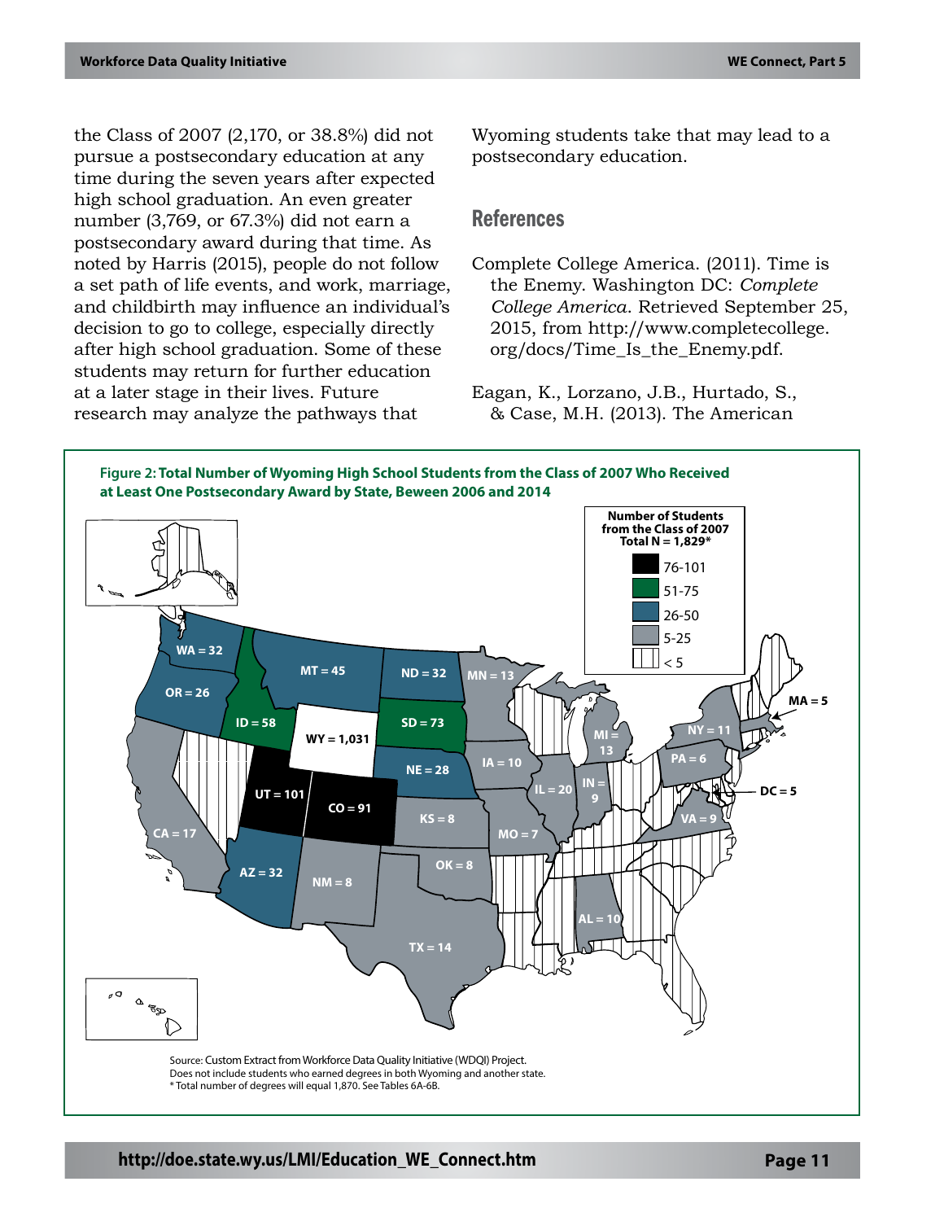the Class of 2007 (2,170, or 38.8%) did not pursue a postsecondary education at any time during the seven years after expected high school graduation. An even greater number (3,769, or 67.3%) did not earn a postsecondary award during that time. As noted by Harris (2015), people do not follow a set path of life events, and work, marriage, and childbirth may influence an individual's decision to go to college, especially directly after high school graduation. Some of these students may return for further education at a later stage in their lives. Future research may analyze the pathways that Wyoming students take that may lead to a postsecondary education.

## References

Complete College America. (2011). Time is the Enemy. Washington DC: *Complete College America*. Retrieved September 25, 2015, from http://www.completecollege.org/docs/Time_Is_the_Enemy.pdf.

Eagan, K., Lorzano, J.B., Hurtado, S., & Case, M.H. (2013). The American

**Figure 2: Total Number of Wyoming High School Students from the Class of 2007 Who Received at Least One Postsecondary Award by State, Beween 2006 and 2014**

Number of Students from the Class of 2007 Total N = 1,829*

- 76-101
- 51-75
- 26-50
- 5-25
- < 5

WA = 32, OR = 26, ID = 58, MT = 45, ND = 32, MN = 13, SD = 73, WY = 1,031, NE = 28, IA = 10, MI = 13, NY = 11, MA = 5, PA = 6, DC = 5, IL = 20, IN = 9, VA = 9, UT = 101, CO = 91, KS = 8, MO = 7, CA = 17, AZ = 32, NM = 8, OK = 8, AL = 10, TX = 14

Source: Custom Extract from Workforce Data Quality Initiative (WDQI) Project.
Does not include students who earned degrees in both Wyoming and another state.
* Total number of degrees will equal 1,870. See Tables 6A-6B.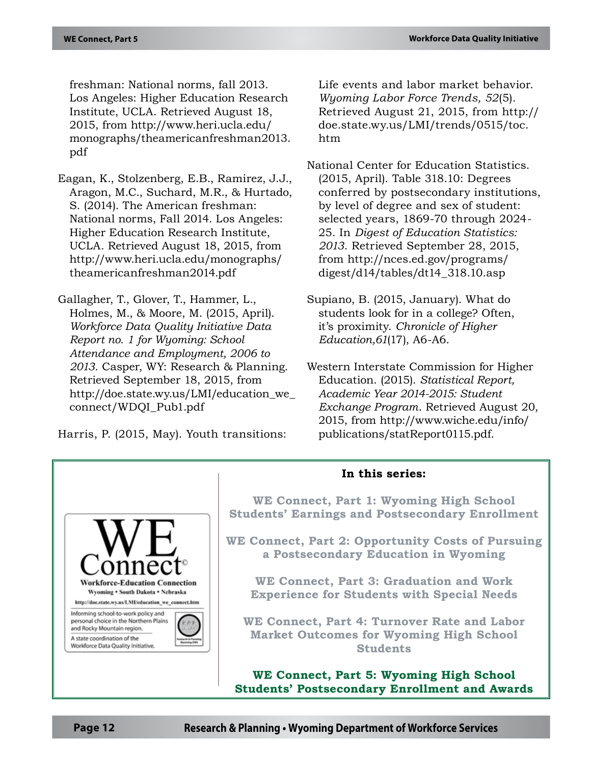freshman: National norms, fall 2013. Los Angeles: Higher Education Research Institute, UCLA. Retrieved August 18, 2015, from http://www.heri.ucla.edu/monographs/theamericanfreshman2013.pdf

Eagan, K., Stolzenberg, E.B., Ramirez, J.J., Aragon, M.C., Suchard, M.R., & Hurtado, S. (2014). The American freshman: National norms, Fall 2014. Los Angeles: Higher Education Research Institute, UCLA. Retrieved August 18, 2015, from http://www.heri.ucla.edu/monographs/theamericanfreshman2014.pdf

Gallagher, T., Glover, T., Hammer, L., Holmes, M., & Moore, M. (2015, April). *Workforce Data Quality Initiative Data Report no. 1 for Wyoming: School Attendance and Employment, 2006 to 2013*. Casper, WY: Research & Planning. Retrieved September 18, 2015, from http://doe.state.wy.us/LMI/education_we_connect/WDQI_Pub1.pdf

Harris, P. (2015, May). Youth transitions: Life events and labor market behavior. *Wyoming Labor Force Trends, 52*(5). Retrieved August 21, 2015, from http://doe.state.wy.us/LMI/trends/0515/toc.htm

National Center for Education Statistics. (2015, April). Table 318.10: Degrees conferred by postsecondary institutions, by level of degree and sex of student: selected years, 1869-70 through 2024-25. In *Digest of Education Statistics: 2013*. Retrieved September 28, 2015, from http://nces.ed.gov/programs/digest/d14/tables/dt14_318.10.asp

Supiano, B. (2015, January). What do students look for in a college? Often, it's proximity. *Chronicle of Higher Education,61*(17), A6-A6.

Western Interstate Commission for Higher Education. (2015). *Statistical Report, Academic Year 2014-2015: Student Exchange Program*. Retrieved August 20, 2015, from http://www.wiche.edu/info/publications/statReport0115.pdf.

WE Connect©

Workforce-Education Connection

Wyoming • South Dakota • Nebraska

http://doe.state.wy.us/LMI/education_we_connect.htm

Informing school-to-work policy and personal choice in the Northern Plains and Rocky Mountain region.

A state coordination of the Workforce Data Quality Initiative.

**In this series:**

**WE Connect, Part 1: Wyoming High School Students' Earnings and Postsecondary Enrollment**

**WE Connect, Part 2: Opportunity Costs of Pursuing a Postsecondary Education in Wyoming**

**WE Connect, Part 3: Graduation and Work Experience for Students with Special Needs**

**WE Connect, Part 4: Turnover Rate and Labor Market Outcomes for Wyoming High School Students**

**WE Connect, Part 5: Wyoming High School Students' Postsecondary Enrollment and Awards**